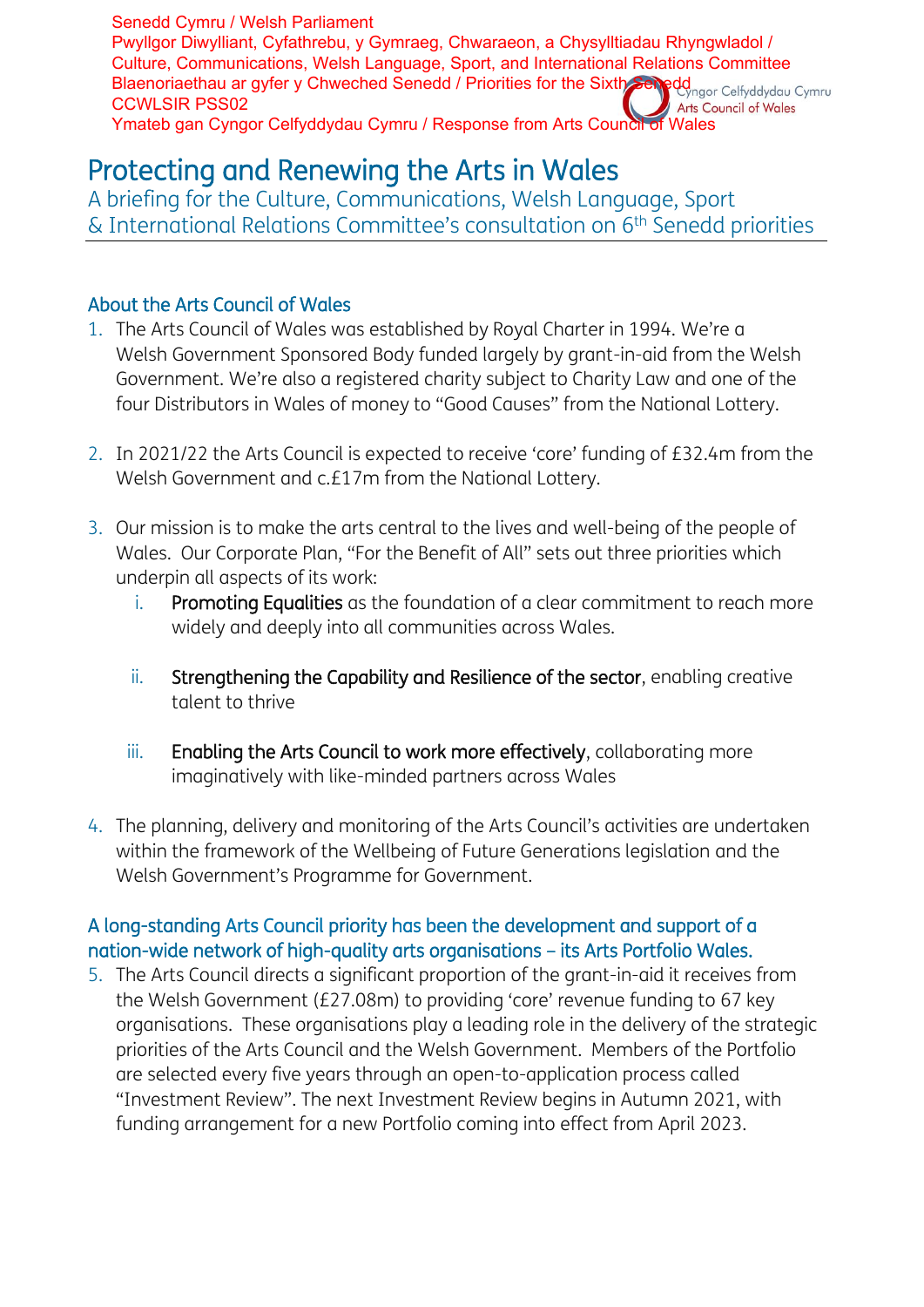Senedd Cymru / Welsh Parliament
Pwyllgor Diwylliant, Cyfathrebu, y Gymraeg, Chwaraeon, a Chysylltiadau Rhyngwladol / Culture, Communications, Welsh Language, Sport, and International Relations Committee
Blaenoriaethau ar gyfer y Chweched Senedd / Priorities for the Sixth Senedd
CCWLSIR PSS02
Ymateb gan Cyngor Celfyddydau Cymru / Response from Arts Council of Wales

Cyngor Celfyddydau Cymru
Arts Council of Wales

# Protecting and Renewing the Arts in Wales

A briefing for the Culture, Communications, Welsh Language, Sport & International Relations Committee's consultation on 6th Senedd priorities

## About the Arts Council of Wales

1. The Arts Council of Wales was established by Royal Charter in 1994. We're a Welsh Government Sponsored Body funded largely by grant-in-aid from the Welsh Government. We're also a registered charity subject to Charity Law and one of the four Distributors in Wales of money to "Good Causes" from the National Lottery.

2. In 2021/22 the Arts Council is expected to receive 'core' funding of £32.4m from the Welsh Government and c.£17m from the National Lottery.

3. Our mission is to make the arts central to the lives and well-being of the people of Wales. Our Corporate Plan, "For the Benefit of All" sets out three priorities which underpin all aspects of its work:
   i. Promoting Equalities as the foundation of a clear commitment to reach more widely and deeply into all communities across Wales.
   ii. Strengthening the Capability and Resilience of the sector, enabling creative talent to thrive
   iii. Enabling the Arts Council to work more effectively, collaborating more imaginatively with like-minded partners across Wales

4. The planning, delivery and monitoring of the Arts Council's activities are undertaken within the framework of the Wellbeing of Future Generations legislation and the Welsh Government's Programme for Government.

## A long-standing Arts Council priority has been the development and support of a nation-wide network of high-quality arts organisations – its Arts Portfolio Wales.

5. The Arts Council directs a significant proportion of the grant-in-aid it receives from the Welsh Government (£27.08m) to providing 'core' revenue funding to 67 key organisations. These organisations play a leading role in the delivery of the strategic priorities of the Arts Council and the Welsh Government. Members of the Portfolio are selected every five years through an open-to-application process called "Investment Review". The next Investment Review begins in Autumn 2021, with funding arrangement for a new Portfolio coming into effect from April 2023.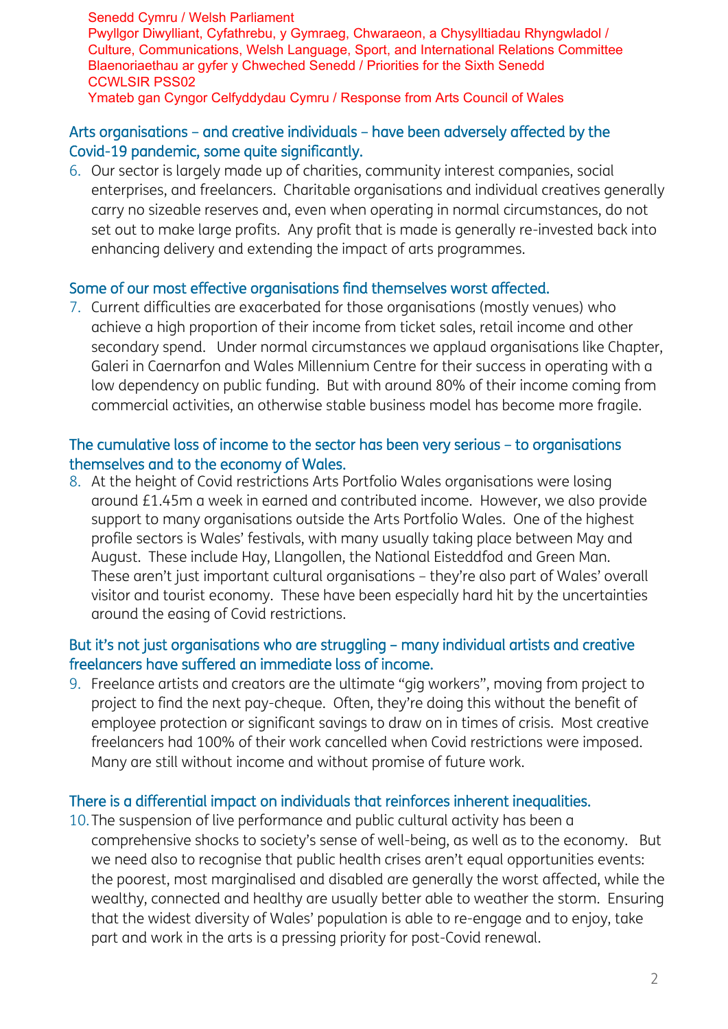Senedd Cymru / Welsh Parliament
Pwyllgor Diwylliant, Cyfathrebu, y Gymraeg, Chwaraeon, a Chysylltiadau Rhyngwladol / Culture, Communications, Welsh Language, Sport, and International Relations Committee
Blaenoriaethau ar gyfer y Chweched Senedd / Priorities for the Sixth Senedd
CCWLSIR PSS02
Ymateb gan Cyngor Celfyddydau Cymru / Response from Arts Council of Wales

### Arts organisations – and creative individuals – have been adversely affected by the Covid-19 pandemic, some quite significantly.

6. Our sector is largely made up of charities, community interest companies, social enterprises, and freelancers. Charitable organisations and individual creatives generally carry no sizeable reserves and, even when operating in normal circumstances, do not set out to make large profits. Any profit that is made is generally re-invested back into enhancing delivery and extending the impact of arts programmes.

### Some of our most effective organisations find themselves worst affected.

7. Current difficulties are exacerbated for those organisations (mostly venues) who achieve a high proportion of their income from ticket sales, retail income and other secondary spend. Under normal circumstances we applaud organisations like Chapter, Galeri in Caernarfon and Wales Millennium Centre for their success in operating with a low dependency on public funding. But with around 80% of their income coming from commercial activities, an otherwise stable business model has become more fragile.

### The cumulative loss of income to the sector has been very serious – to organisations themselves and to the economy of Wales.

8. At the height of Covid restrictions Arts Portfolio Wales organisations were losing around £1.45m a week in earned and contributed income. However, we also provide support to many organisations outside the Arts Portfolio Wales. One of the highest profile sectors is Wales' festivals, with many usually taking place between May and August. These include Hay, Llangollen, the National Eisteddfod and Green Man. These aren't just important cultural organisations – they're also part of Wales' overall visitor and tourist economy. These have been especially hard hit by the uncertainties around the easing of Covid restrictions.

### But it's not just organisations who are struggling – many individual artists and creative freelancers have suffered an immediate loss of income.

9. Freelance artists and creators are the ultimate "gig workers", moving from project to project to find the next pay-cheque. Often, they're doing this without the benefit of employee protection or significant savings to draw on in times of crisis. Most creative freelancers had 100% of their work cancelled when Covid restrictions were imposed. Many are still without income and without promise of future work.

### There is a differential impact on individuals that reinforces inherent inequalities.

10. The suspension of live performance and public cultural activity has been a comprehensive shocks to society's sense of well-being, as well as to the economy. But we need also to recognise that public health crises aren't equal opportunities events: the poorest, most marginalised and disabled are generally the worst affected, while the wealthy, connected and healthy are usually better able to weather the storm. Ensuring that the widest diversity of Wales' population is able to re-engage and to enjoy, take part and work in the arts is a pressing priority for post-Covid renewal.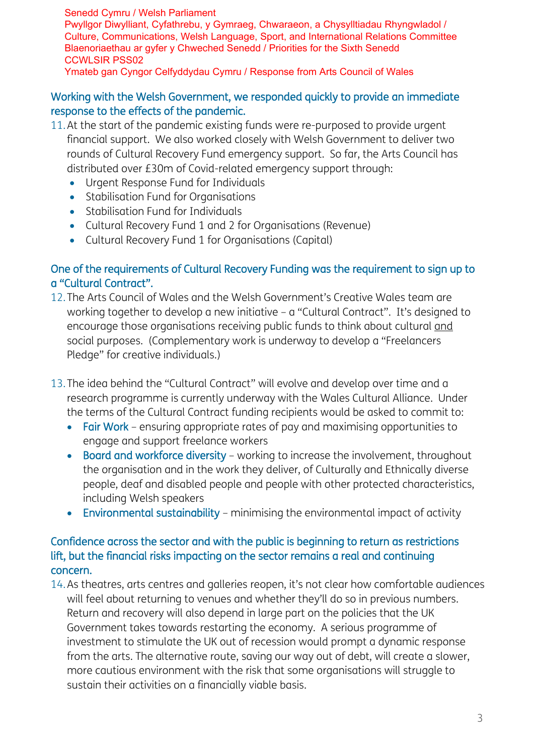Senedd Cymru / Welsh Parliament
Pwyllgor Diwylliant, Cyfathrebu, y Gymraeg, Chwaraeon, a Chysylltiadau Rhyngwladol / Culture, Communications, Welsh Language, Sport, and International Relations Committee
Blaenoriaethau ar gyfer y Chweched Senedd / Priorities for the Sixth Senedd
CCWLSIR PSS02
Ymateb gan Cyngor Celfyddydau Cymru / Response from Arts Council of Wales

## Working with the Welsh Government, we responded quickly to provide an immediate response to the effects of the pandemic.

11. At the start of the pandemic existing funds were re-purposed to provide urgent financial support. We also worked closely with Welsh Government to deliver two rounds of Cultural Recovery Fund emergency support. So far, the Arts Council has distributed over £30m of Covid-related emergency support through:
    - Urgent Response Fund for Individuals
    - Stabilisation Fund for Organisations
    - Stabilisation Fund for Individuals
    - Cultural Recovery Fund 1 and 2 for Organisations (Revenue)
    - Cultural Recovery Fund 1 for Organisations (Capital)

## One of the requirements of Cultural Recovery Funding was the requirement to sign up to a "Cultural Contract".

12. The Arts Council of Wales and the Welsh Government's Creative Wales team are working together to develop a new initiative – a "Cultural Contract". It's designed to encourage those organisations receiving public funds to think about cultural <u>and</u> social purposes. (Complementary work is underway to develop a "Freelancers Pledge" for creative individuals.)

13. The idea behind the "Cultural Contract" will evolve and develop over time and a research programme is currently underway with the Wales Cultural Alliance. Under the terms of the Cultural Contract funding recipients would be asked to commit to:
    - Fair Work – ensuring appropriate rates of pay and maximising opportunities to engage and support freelance workers
    - Board and workforce diversity – working to increase the involvement, throughout the organisation and in the work they deliver, of Culturally and Ethnically diverse people, deaf and disabled people and people with other protected characteristics, including Welsh speakers
    - Environmental sustainability – minimising the environmental impact of activity

## Confidence across the sector and with the public is beginning to return as restrictions lift, but the financial risks impacting on the sector remains a real and continuing concern.

14. As theatres, arts centres and galleries reopen, it's not clear how comfortable audiences will feel about returning to venues and whether they'll do so in previous numbers. Return and recovery will also depend in large part on the policies that the UK Government takes towards restarting the economy. A serious programme of investment to stimulate the UK out of recession would prompt a dynamic response from the arts. The alternative route, saving our way out of debt, will create a slower, more cautious environment with the risk that some organisations will struggle to sustain their activities on a financially viable basis.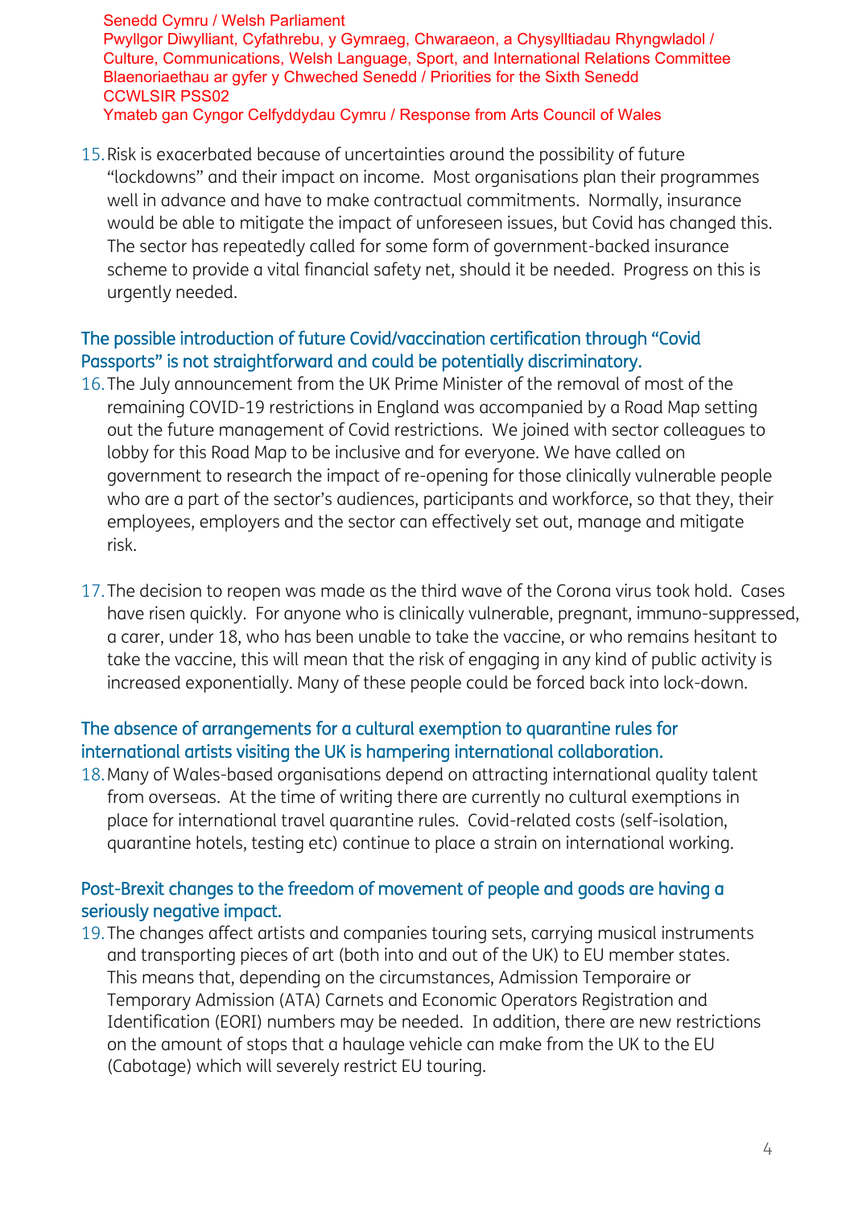Senedd Cymru / Welsh Parliament
Pwyllgor Diwylliant, Cyfathrebu, y Gymraeg, Chwaraeon, a Chysylltiadau Rhyngwladol / Culture, Communications, Welsh Language, Sport, and International Relations Committee
Blaenoriaethau ar gyfer y Chweched Senedd / Priorities for the Sixth Senedd
CCWLSIR PSS02
Ymateb gan Cyngor Celfyddydau Cymru / Response from Arts Council of Wales

15. Risk is exacerbated because of uncertainties around the possibility of future "lockdowns" and their impact on income. Most organisations plan their programmes well in advance and have to make contractual commitments. Normally, insurance would be able to mitigate the impact of unforeseen issues, but Covid has changed this. The sector has repeatedly called for some form of government-backed insurance scheme to provide a vital financial safety net, should it be needed. Progress on this is urgently needed.

### The possible introduction of future Covid/vaccination certification through "Covid Passports" is not straightforward and could be potentially discriminatory.

16. The July announcement from the UK Prime Minister of the removal of most of the remaining COVID-19 restrictions in England was accompanied by a Road Map setting out the future management of Covid restrictions. We joined with sector colleagues to lobby for this Road Map to be inclusive and for everyone. We have called on government to research the impact of re-opening for those clinically vulnerable people who are a part of the sector's audiences, participants and workforce, so that they, their employees, employers and the sector can effectively set out, manage and mitigate risk.

17. The decision to reopen was made as the third wave of the Corona virus took hold. Cases have risen quickly. For anyone who is clinically vulnerable, pregnant, immuno-suppressed, a carer, under 18, who has been unable to take the vaccine, or who remains hesitant to take the vaccine, this will mean that the risk of engaging in any kind of public activity is increased exponentially. Many of these people could be forced back into lock-down.

### The absence of arrangements for a cultural exemption to quarantine rules for international artists visiting the UK is hampering international collaboration.

18. Many of Wales-based organisations depend on attracting international quality talent from overseas. At the time of writing there are currently no cultural exemptions in place for international travel quarantine rules. Covid-related costs (self-isolation, quarantine hotels, testing etc) continue to place a strain on international working.

### Post-Brexit changes to the freedom of movement of people and goods are having a seriously negative impact.

19. The changes affect artists and companies touring sets, carrying musical instruments and transporting pieces of art (both into and out of the UK) to EU member states. This means that, depending on the circumstances, Admission Temporaire or Temporary Admission (ATA) Carnets and Economic Operators Registration and Identification (EORI) numbers may be needed. In addition, there are new restrictions on the amount of stops that a haulage vehicle can make from the UK to the EU (Cabotage) which will severely restrict EU touring.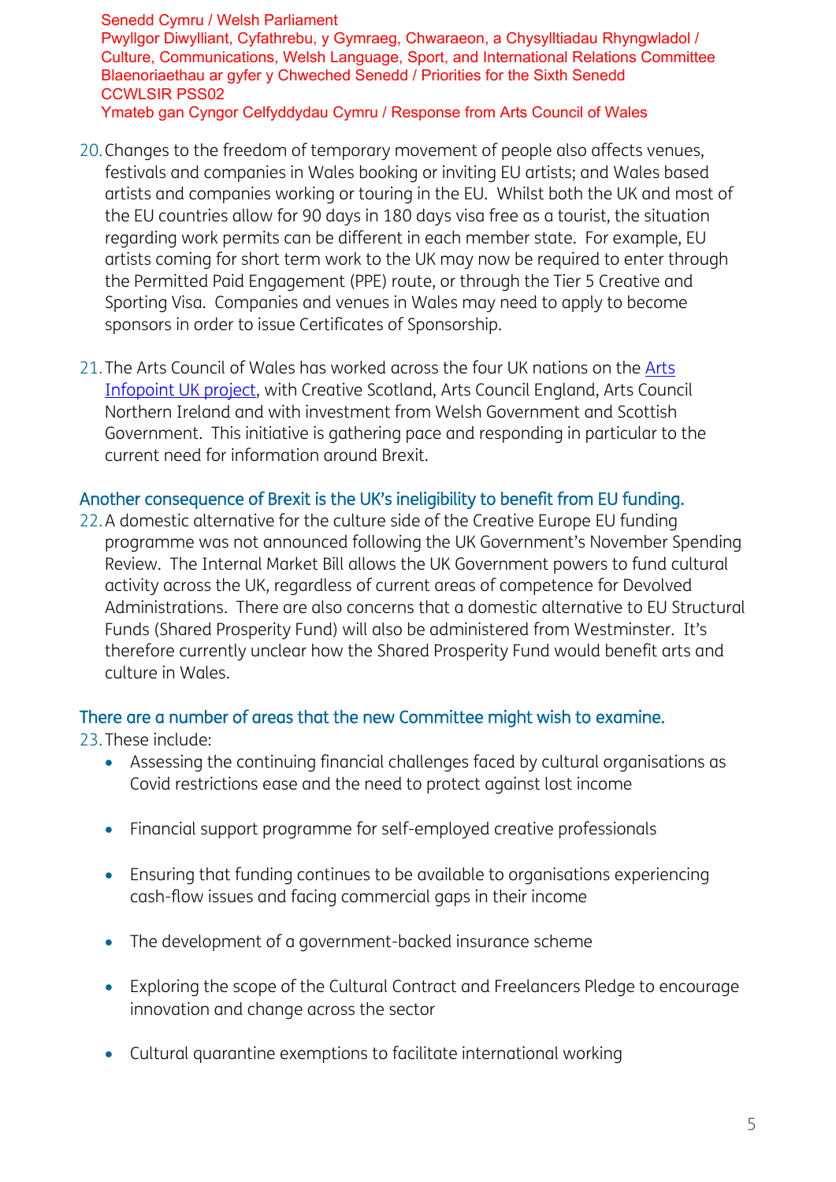20. Changes to the freedom of temporary movement of people also affects venues, festivals and companies in Wales booking or inviting EU artists; and Wales based artists and companies working or touring in the EU. Whilst both the UK and most of the EU countries allow for 90 days in 180 days visa free as a tourist, the situation regarding work permits can be different in each member state. For example, EU artists coming for short term work to the UK may now be required to enter through the Permitted Paid Engagement (PPE) route, or through the Tier 5 Creative and Sporting Visa. Companies and venues in Wales may need to apply to become sponsors in order to issue Certificates of Sponsorship.

21. The Arts Council of Wales has worked across the four UK nations on the Arts Infopoint UK project, with Creative Scotland, Arts Council England, Arts Council Northern Ireland and with investment from Welsh Government and Scottish Government. This initiative is gathering pace and responding in particular to the current need for information around Brexit.

### Another consequence of Brexit is the UK's ineligibility to benefit from EU funding.

22. A domestic alternative for the culture side of the Creative Europe EU funding programme was not announced following the UK Government's November Spending Review. The Internal Market Bill allows the UK Government powers to fund cultural activity across the UK, regardless of current areas of competence for Devolved Administrations. There are also concerns that a domestic alternative to EU Structural Funds (Shared Prosperity Fund) will also be administered from Westminster. It's therefore currently unclear how the Shared Prosperity Fund would benefit arts and culture in Wales.

### There are a number of areas that the new Committee might wish to examine.

23. These include:
    - Assessing the continuing financial challenges faced by cultural organisations as Covid restrictions ease and the need to protect against lost income
    - Financial support programme for self-employed creative professionals
    - Ensuring that funding continues to be available to organisations experiencing cash-flow issues and facing commercial gaps in their income
    - The development of a government-backed insurance scheme
    - Exploring the scope of the Cultural Contract and Freelancers Pledge to encourage innovation and change across the sector
    - Cultural quarantine exemptions to facilitate international working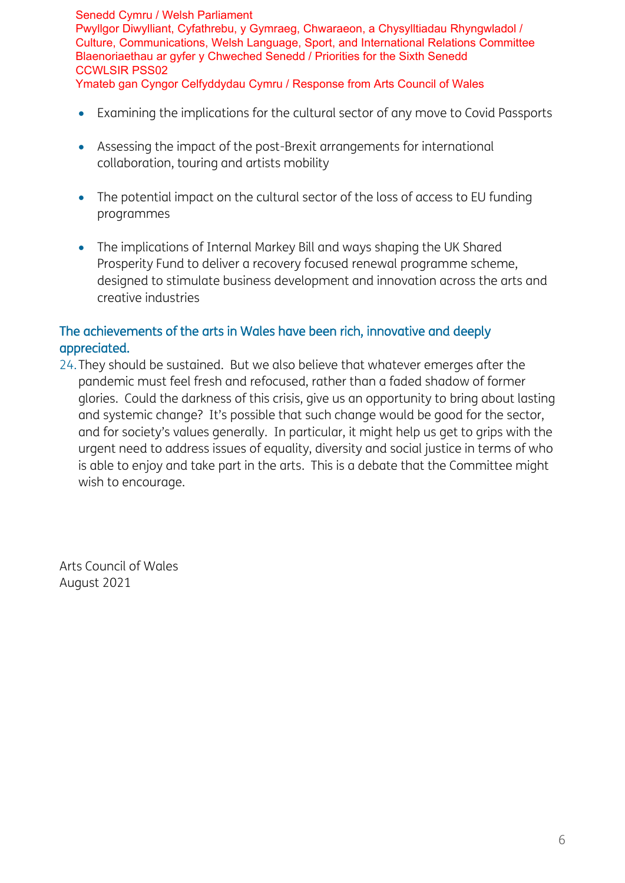Senedd Cymru / Welsh Parliament
Pwyllgor Diwylliant, Cyfathrebu, y Gymraeg, Chwaraeon, a Chysylltiadau Rhyngwladol / Culture, Communications, Welsh Language, Sport, and International Relations Committee
Blaenoriaethau ar gyfer y Chweched Senedd / Priorities for the Sixth Senedd
CCWLSIR PSS02
Ymateb gan Cyngor Celfyddydau Cymru / Response from Arts Council of Wales

- Examining the implications for the cultural sector of any move to Covid Passports
- Assessing the impact of the post-Brexit arrangements for international collaboration, touring and artists mobility
- The potential impact on the cultural sector of the loss of access to EU funding programmes
- The implications of Internal Markey Bill and ways shaping the UK Shared Prosperity Fund to deliver a recovery focused renewal programme scheme, designed to stimulate business development and innovation across the arts and creative industries

### The achievements of the arts in Wales have been rich, innovative and deeply appreciated.

24. They should be sustained. But we also believe that whatever emerges after the pandemic must feel fresh and refocused, rather than a faded shadow of former glories. Could the darkness of this crisis, give us an opportunity to bring about lasting and systemic change? It's possible that such change would be good for the sector, and for society's values generally. In particular, it might help us get to grips with the urgent need to address issues of equality, diversity and social justice in terms of who is able to enjoy and take part in the arts. This is a debate that the Committee might wish to encourage.

Arts Council of Wales
August 2021